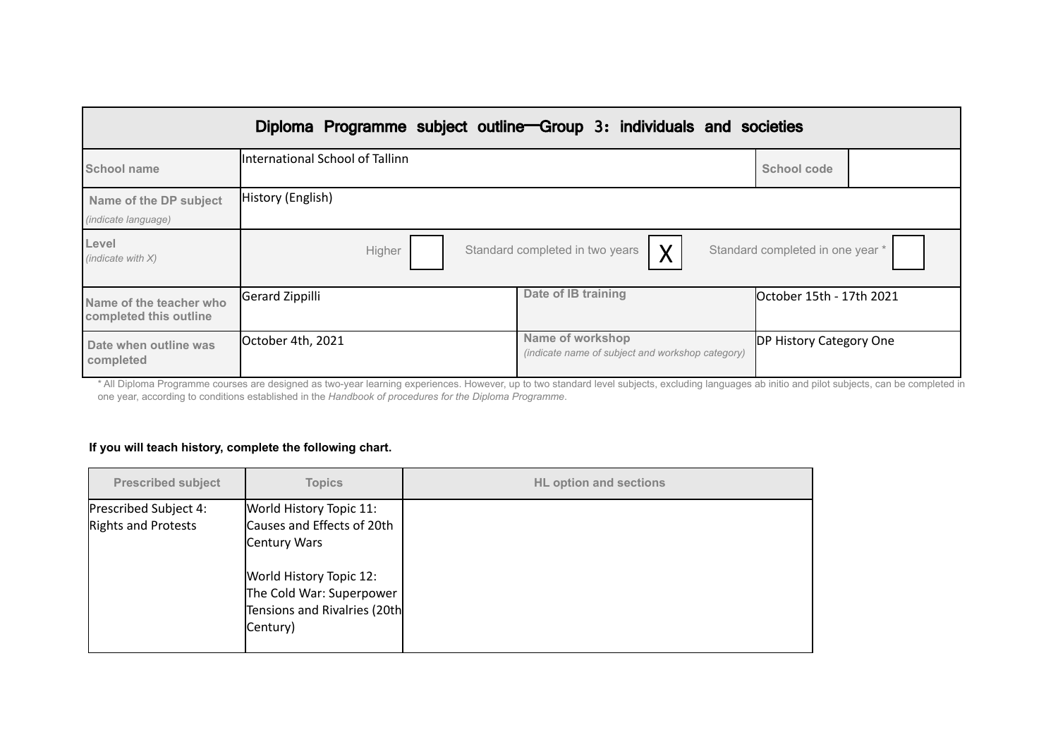| Diploma Programme subject outline—Group 3：individuals and societies | | | | | |
|---|---|---|---|---|---|
| School name | International School of Tallinn | | | School code | |
| Name of the DP subject *(indicate language)* | History (English) | | | | |
| Level *(indicate with X)* | Higher [ ] | Standard completed in two years [X] | | Standard completed in one year * [ ] | |
| Name of the teacher who completed this outline | Gerard Zippilli | Date of IB training | October 15th - 17th 2021 | | |
| Date when outline was completed | October 4th, 2021 | Name of workshop *(indicate name of subject and workshop category)* | DP History Category One | | |

\* All Diploma Programme courses are designed as two-year learning experiences. However, up to two standard level subjects, excluding languages ab initio and pilot subjects, can be completed in one year, according to conditions established in the *Handbook of procedures for the Diploma Programme*.

**If you will teach history, complete the following chart.**

| Prescribed subject | Topics | HL option and sections |
|---|---|---|
| Prescribed Subject 4: Rights and Protests | World History Topic 11: Causes and Effects of 20th Century Wars<br><br>World History Topic 12: The Cold War: Superpower Tensions and Rivalries (20th Century) | |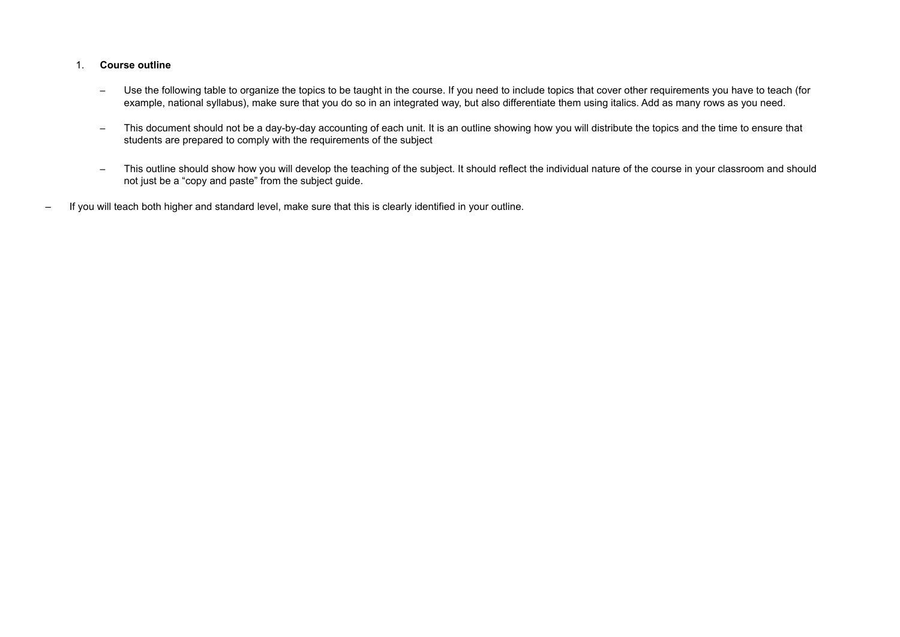1. **Course outline**

   – Use the following table to organize the topics to be taught in the course. If you need to include topics that cover other requirements you have to teach (for example, national syllabus), make sure that you do so in an integrated way, but also differentiate them using italics. Add as many rows as you need.

   – This document should not be a day-by-day accounting of each unit. It is an outline showing how you will distribute the topics and the time to ensure that students are prepared to comply with the requirements of the subject

   – This outline should show how you will develop the teaching of the subject. It should reflect the individual nature of the course in your classroom and should not just be a “copy and paste” from the subject guide.

– If you will teach both higher and standard level, make sure that this is clearly identified in your outline.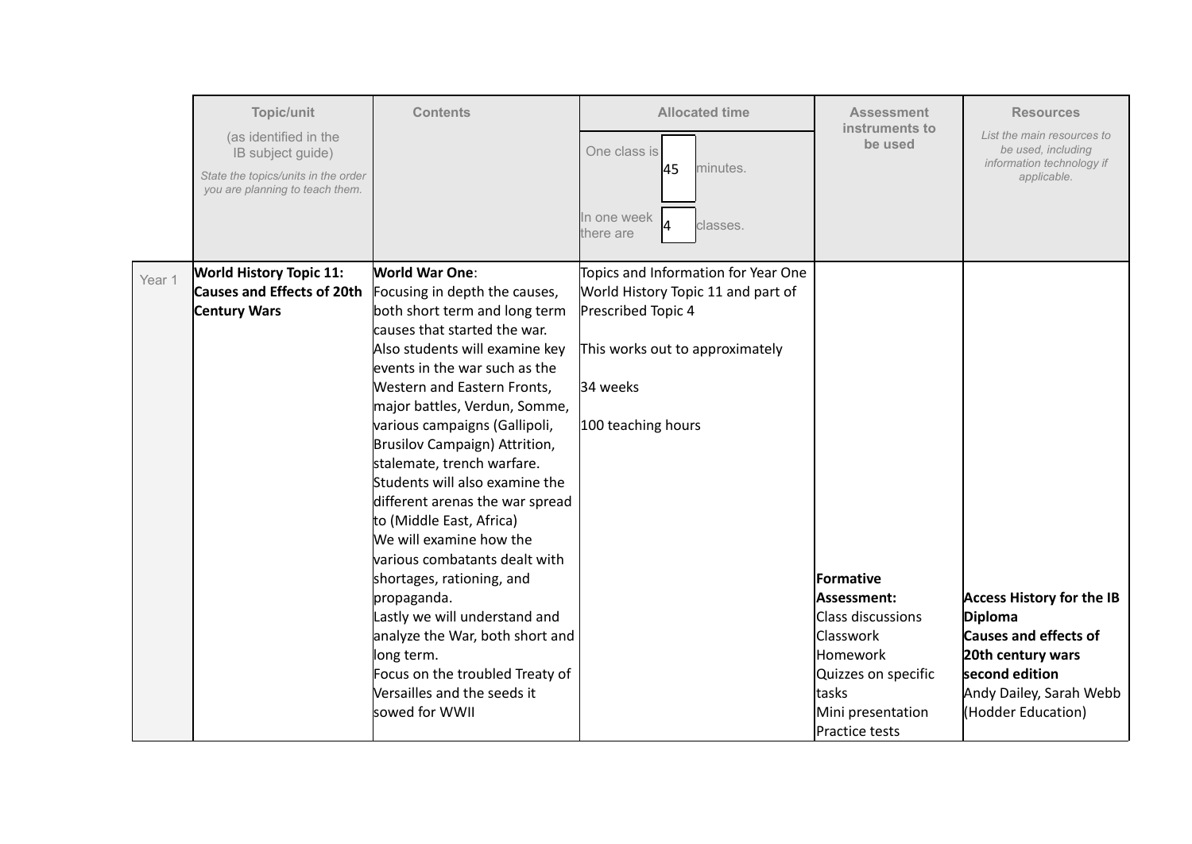| | Topic/unit (as identified in the IB subject guide) *State the topics/units in the order you are planning to teach them.* | Contents | Allocated time One class is 45 minutes. In one week there are 4 classes. | Assessment instruments to be used | Resources *List the main resources to be used, including information technology if applicable.* |
|---|---|---|---|---|---|
| Year 1 | **World History Topic 11: Causes and Effects of 20th Century Wars** | **World War One**: Focusing in depth the causes, both short term and long term causes that started the war. Also students will examine key events in the war such as the Western and Eastern Fronts, major battles, Verdun, Somme, various campaigns (Gallipoli, Brusilov Campaign) Attrition, stalemate, trench warfare. Students will also examine the different arenas the war spread to (Middle East, Africa) We will examine how the various combatants dealt with shortages, rationing, and propaganda. Lastly we will understand and analyze the War, both short and long term. Focus on the troubled Treaty of Versailles and the seeds it sowed for WWII | Topics and Information for Year One World History Topic 11 and part of Prescribed Topic 4 This works out to approximately 34 weeks 100 teaching hours | **Formative Assessment:** Class discussions Classwork Homework Quizzes on specific tasks Mini presentation Practice tests | **Access History for the IB Diploma Causes and effects of 20th century wars second edition** Andy Dailey, Sarah Webb (Hodder Education) |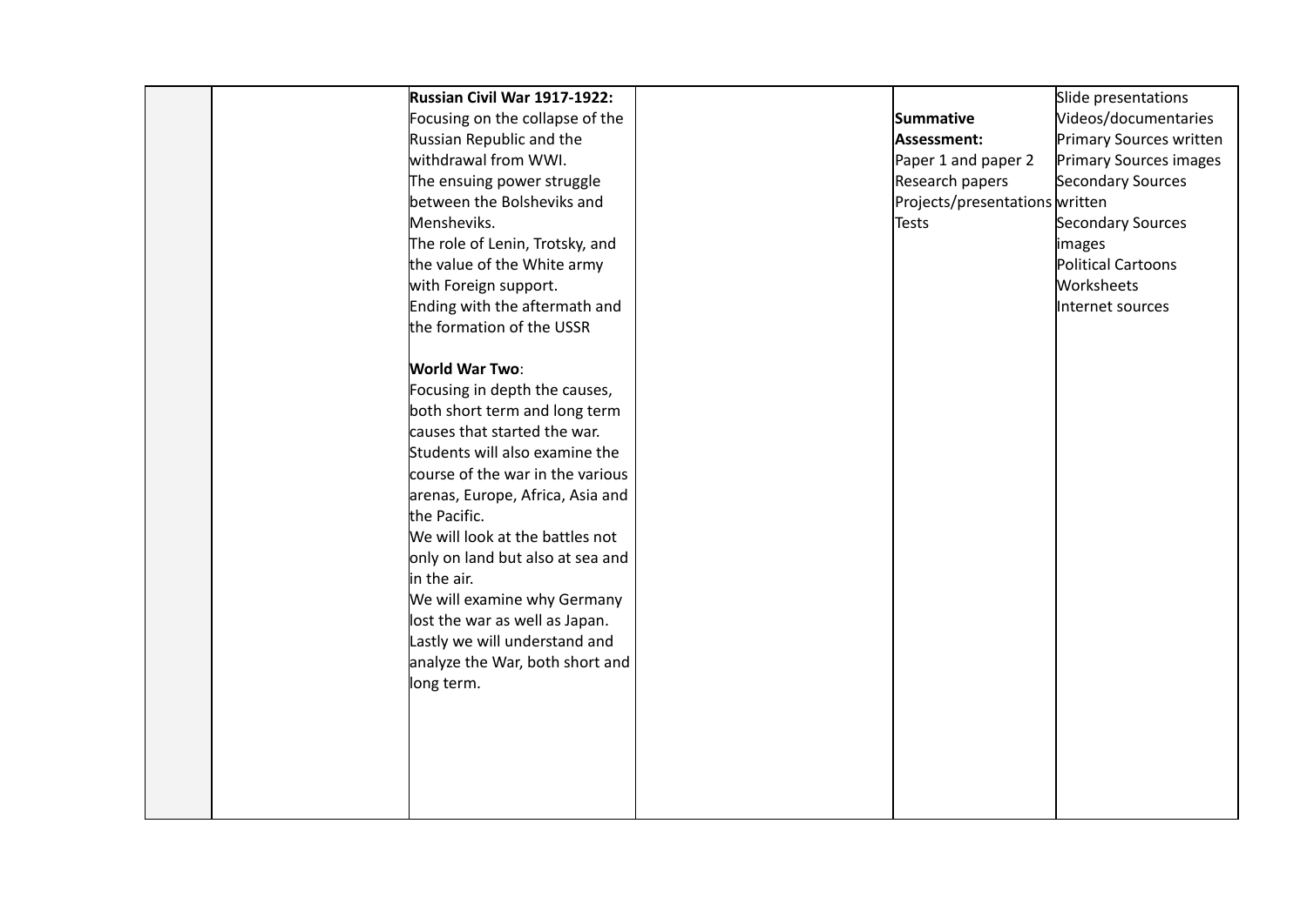|  |  |  |  |  |  |
|---|---|---|---|---|---|
|  |  | **Russian Civil War 1917-1922:**<br>Focusing on the collapse of the Russian Republic and the withdrawal from WWI.<br>The ensuing power struggle between the Bolsheviks and Mensheviks.<br>The role of Lenin, Trotsky, and the value of the White army with Foreign support.<br>Ending with the aftermath and the formation of the USSR<br><br>**World War Two**:<br>Focusing in depth the causes, both short term and long term causes that started the war.<br>Students will also examine the course of the war in the various arenas, Europe, Africa, Asia and the Pacific.<br>We will look at the battles not only on land but also at sea and in the air.<br>We will examine why Germany lost the war as well as Japan.<br>Lastly we will understand and analyze the War, both short and long term. |  | **Summative Assessment:**<br>Paper 1 and paper 2<br>Research papers<br>Projects/presentations<br>Tests | Slide presentations<br>Videos/documentaries<br>Primary Sources written<br>Primary Sources images<br>Secondary Sources written<br>Secondary Sources images<br>Political Cartoons<br>Worksheets<br>Internet sources |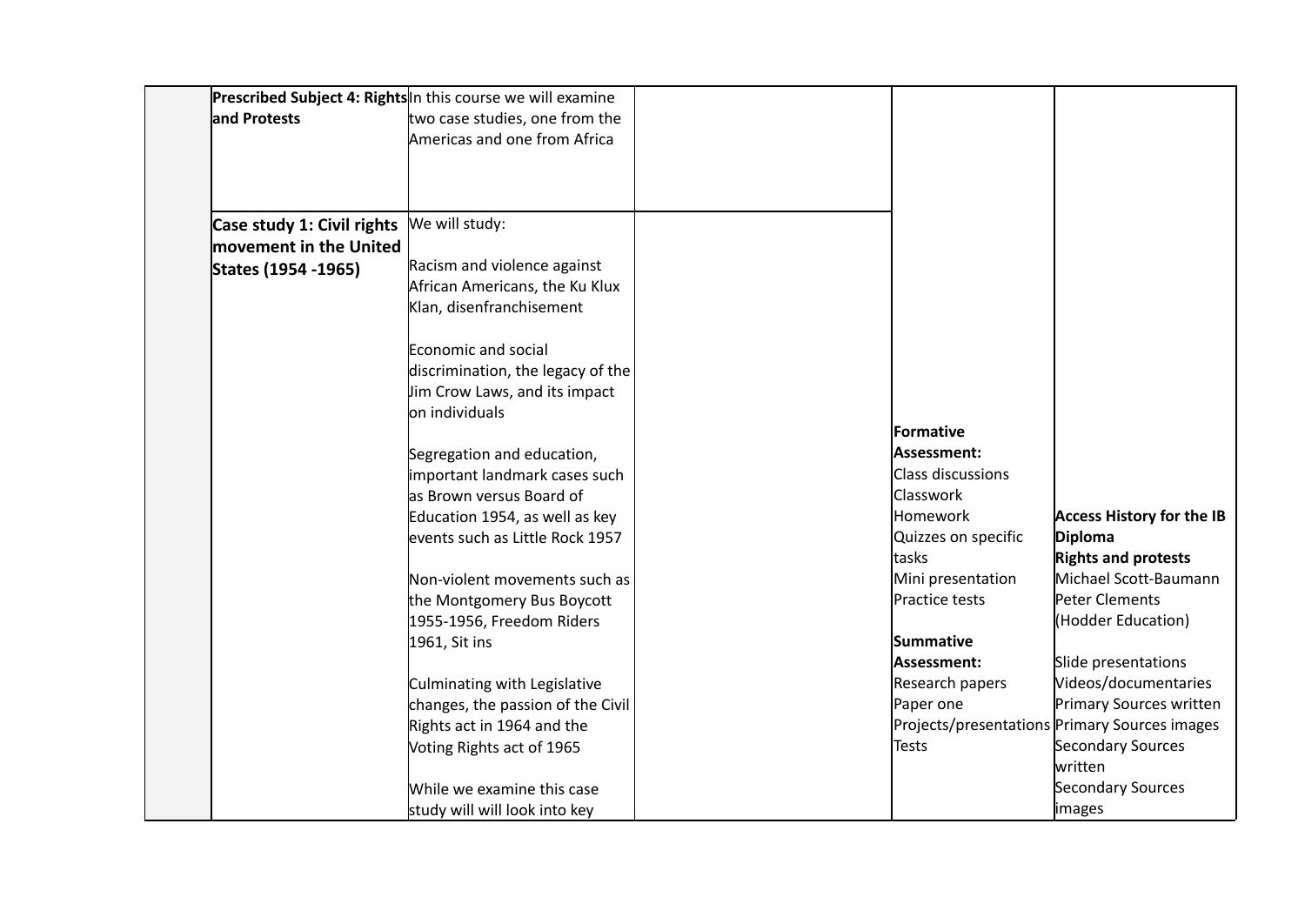| | | | | | |
|---|---|---|---|---|---|
| | **Prescribed Subject 4: Rights and Protests** | In this course we will examine two case studies, one from the Americas and one from Africa | | **Formative Assessment:**<br>Class discussions<br>Classwork<br>Homework<br>Quizzes on specific tasks<br>Mini presentation<br>Practice tests<br><br>**Summative Assessment:**<br>Research papers<br>Paper one<br>Projects/presentations<br>Tests | **Access History for the IB Diploma**<br>**Rights and protests**<br>Michael Scott-Baumann<br>Peter Clements<br>(Hodder Education)<br><br>Slide presentations<br>Videos/documentaries<br>Primary Sources written<br>Primary Sources images<br>Secondary Sources written<br>Secondary Sources images |
| | **Case study 1: Civil rights movement in the United States (1954 -1965)** | We will study:<br><br>Racism and violence against African Americans, the Ku Klux Klan, disenfranchisement<br><br>Economic and social discrimination, the legacy of the Jim Crow Laws, and its impact on individuals<br><br>Segregation and education, important landmark cases such as Brown versus Board of Education 1954, as well as key events such as Little Rock 1957<br><br>Non-violent movements such as the Montgomery Bus Boycott 1955-1956, Freedom Riders 1961, Sit ins<br><br>Culminating with Legislative changes, the passion of the Civil Rights act in 1964 and the Voting Rights act of 1965<br><br>While we examine this case study will will look into key | | | |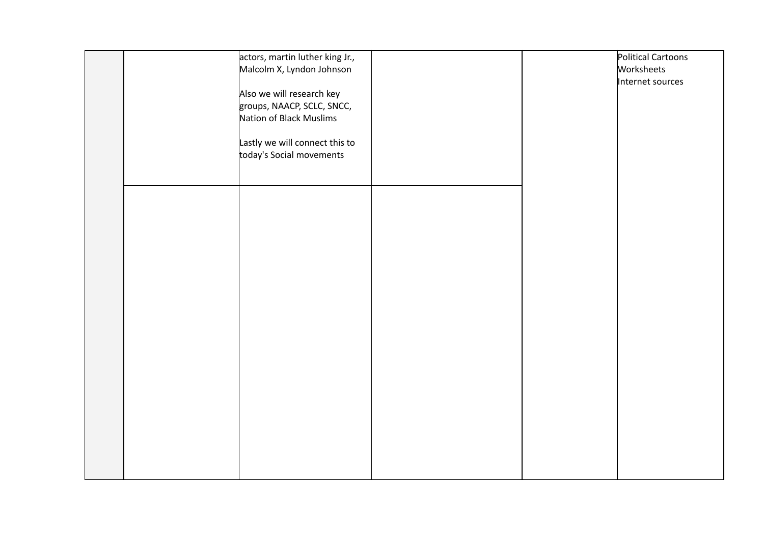| | | | | | |
|---|---|---|---|---|---|
| | | actors, martin luther king Jr., Malcolm X, Lyndon Johnson<br><br>Also we will research key groups, NAACP, SCLC, SNCC, Nation of Black Muslims<br><br>Lastly we will connect this to today's Social movements | | | Political Cartoons<br>Worksheets<br>Internet sources |
| | | | | | |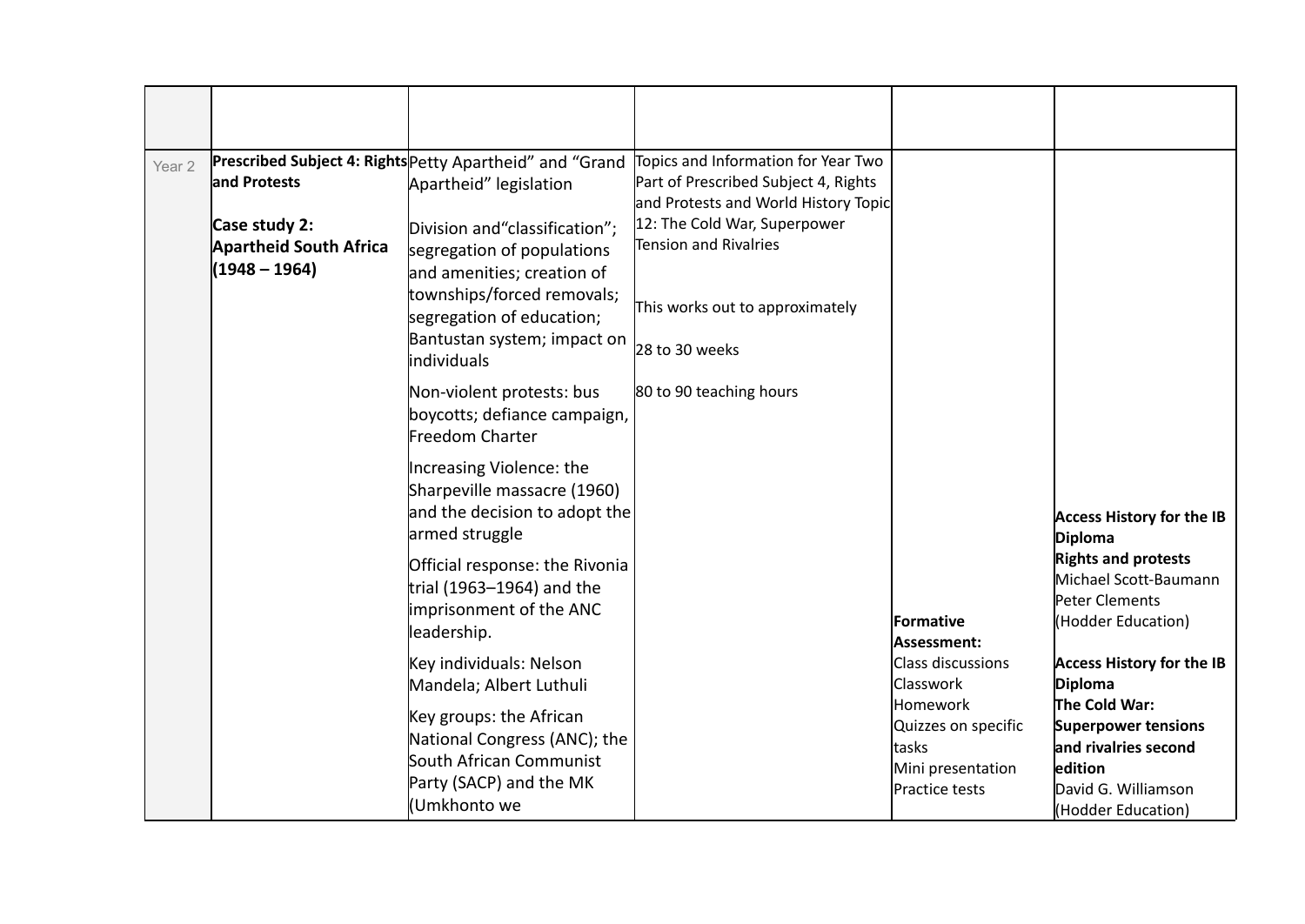| | | | | | |
|---|---|---|---|---|---|
| Year 2 | **Prescribed Subject 4: Rights and Protests**<br><br>**Case study 2: Apartheid South Africa (1948 – 1964)** | Petty Apartheid" and "Grand Apartheid" legislation<br><br>Division and"classification"; segregation of populations and amenities; creation of townships/forced removals; segregation of education; Bantustan system; impact on individuals<br><br>Non-violent protests: bus boycotts; defiance campaign, Freedom Charter<br><br>Increasing Violence: the Sharpeville massacre (1960) and the decision to adopt the armed struggle<br><br>Official response: the Rivonia trial (1963–1964) and the imprisonment of the ANC leadership.<br><br>Key individuals: Nelson Mandela; Albert Luthuli<br><br>Key groups: the African National Congress (ANC); the South African Communist Party (SACP) and the MK (Umkhonto we | Topics and Information for Year Two Part of Prescribed Subject 4, Rights and Protests and World History Topic 12: The Cold War, Superpower Tension and Rivalries<br><br>This works out to approximately<br><br>28 to 30 weeks<br><br>80 to 90 teaching hours | **Formative Assessment:**<br>Class discussions<br>Classwork<br>Homework<br>Quizzes on specific tasks<br>Mini presentation<br>Practice tests | **Access History for the IB Diploma**<br>**Rights and protests**<br>Michael Scott-Baumann<br>Peter Clements<br>(Hodder Education)<br><br>**Access History for the IB Diploma**<br>**The Cold War: Superpower tensions and rivalries second edition**<br>David G. Williamson<br>(Hodder Education) |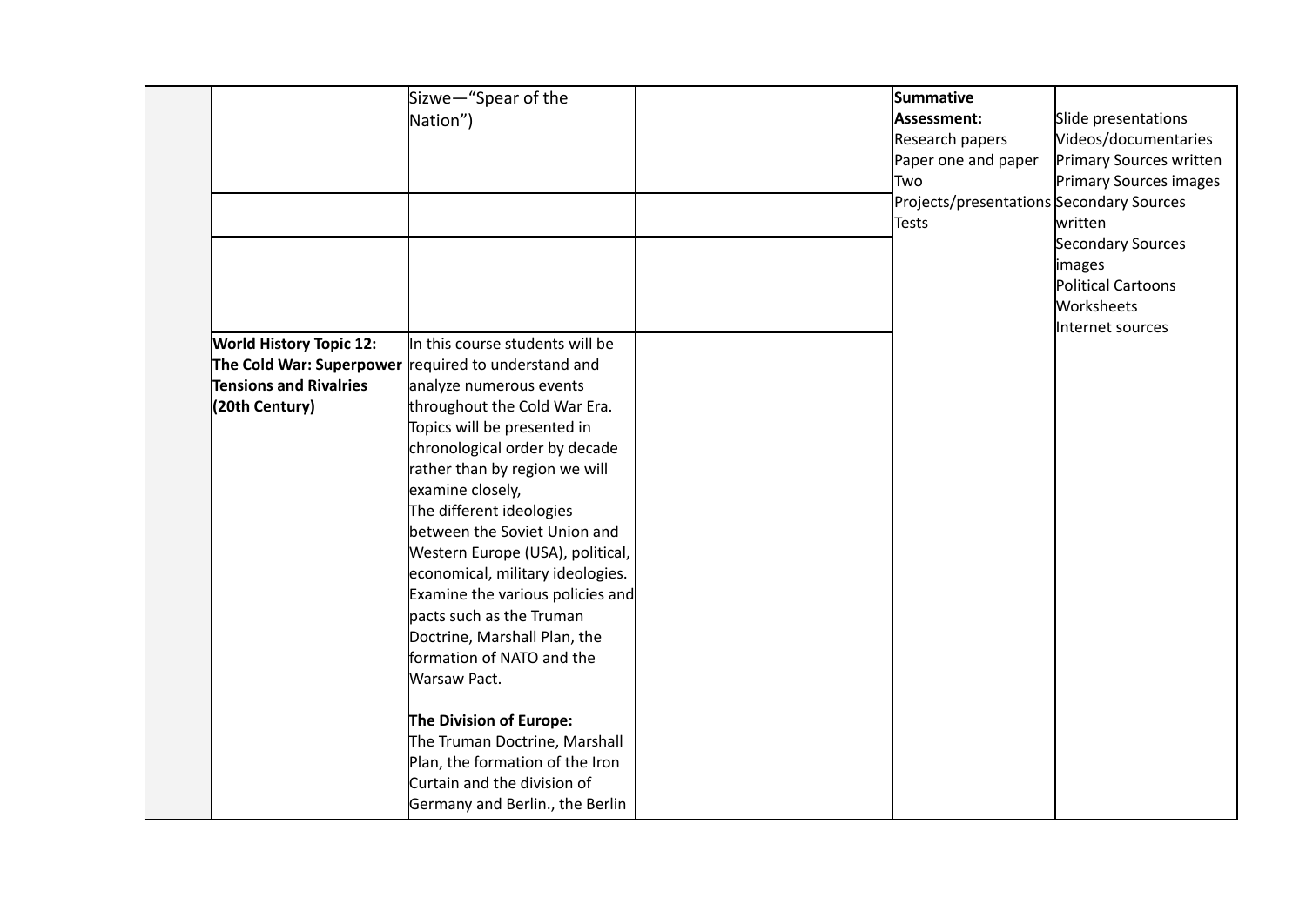| | | | | | |
|---|---|---|---|---|---|
| | | Sizwe—“Spear of the Nation”) | | **Summative Assessment:**<br>Research papers<br>Paper one and paper Two<br>Projects/presentations<br>Tests | Slide presentations<br>Videos/documentaries<br>Primary Sources written<br>Primary Sources images<br>Secondary Sources written<br>Secondary Sources images<br>Political Cartoons<br>Worksheets<br>Internet sources |
| | | | | | |
| | | | | | |
| | **World History Topic 12: The Cold War: Superpower Tensions and Rivalries (20th Century)** | In this course students will be required to understand and analyze numerous events throughout the Cold War Era. Topics will be presented in chronological order by decade rather than by region we will examine closely,<br>The different ideologies between the Soviet Union and Western Europe (USA), political, economical, military ideologies. Examine the various policies and pacts such as the Truman Doctrine, Marshall Plan, the formation of NATO and the Warsaw Pact.<br><br>**The Division of Europe:**<br>The Truman Doctrine, Marshall Plan, the formation of the Iron Curtain and the division of Germany and Berlin., the Berlin | | | |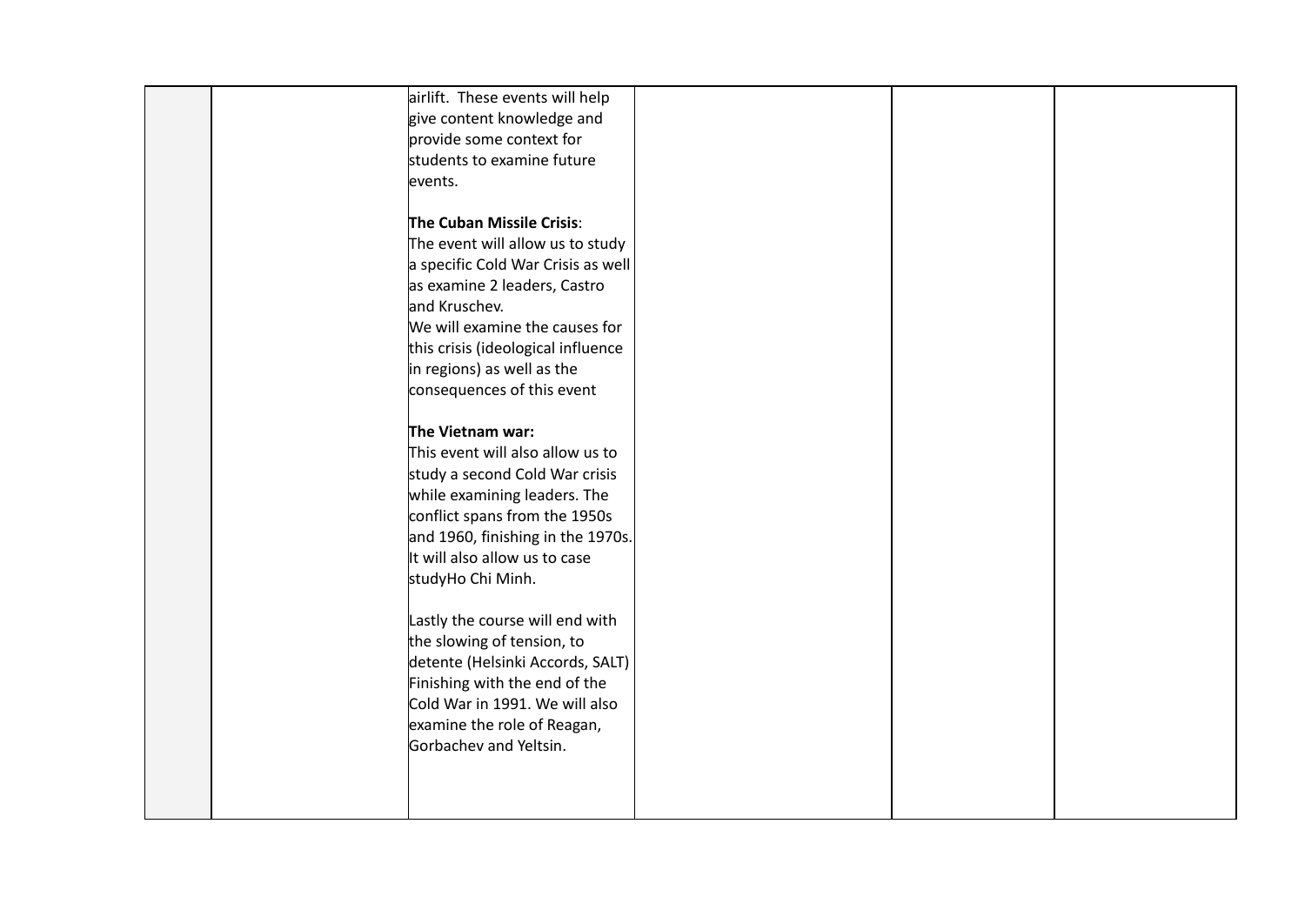|  |  |  |  |  |  |
|---|---|---|---|---|---|
|  |  | airlift. These events will help give content knowledge and provide some context for students to examine future events.<br><br>**The Cuban Missile Crisis**:<br>The event will allow us to study a specific Cold War Crisis as well as examine 2 leaders, Castro and Kruschev.<br>We will examine the causes for this crisis (ideological influence in regions) as well as the consequences of this event<br><br>**The Vietnam war:**<br>This event will also allow us to study a second Cold War crisis while examining leaders. The conflict spans from the 1950s and 1960, finishing in the 1970s. It will also allow us to case studyHo Chi Minh.<br><br>Lastly the course will end with the slowing of tension, to detente (Helsinki Accords, SALT) Finishing with the end of the Cold War in 1991. We will also examine the role of Reagan, Gorbachev and Yeltsin. |  |  |  |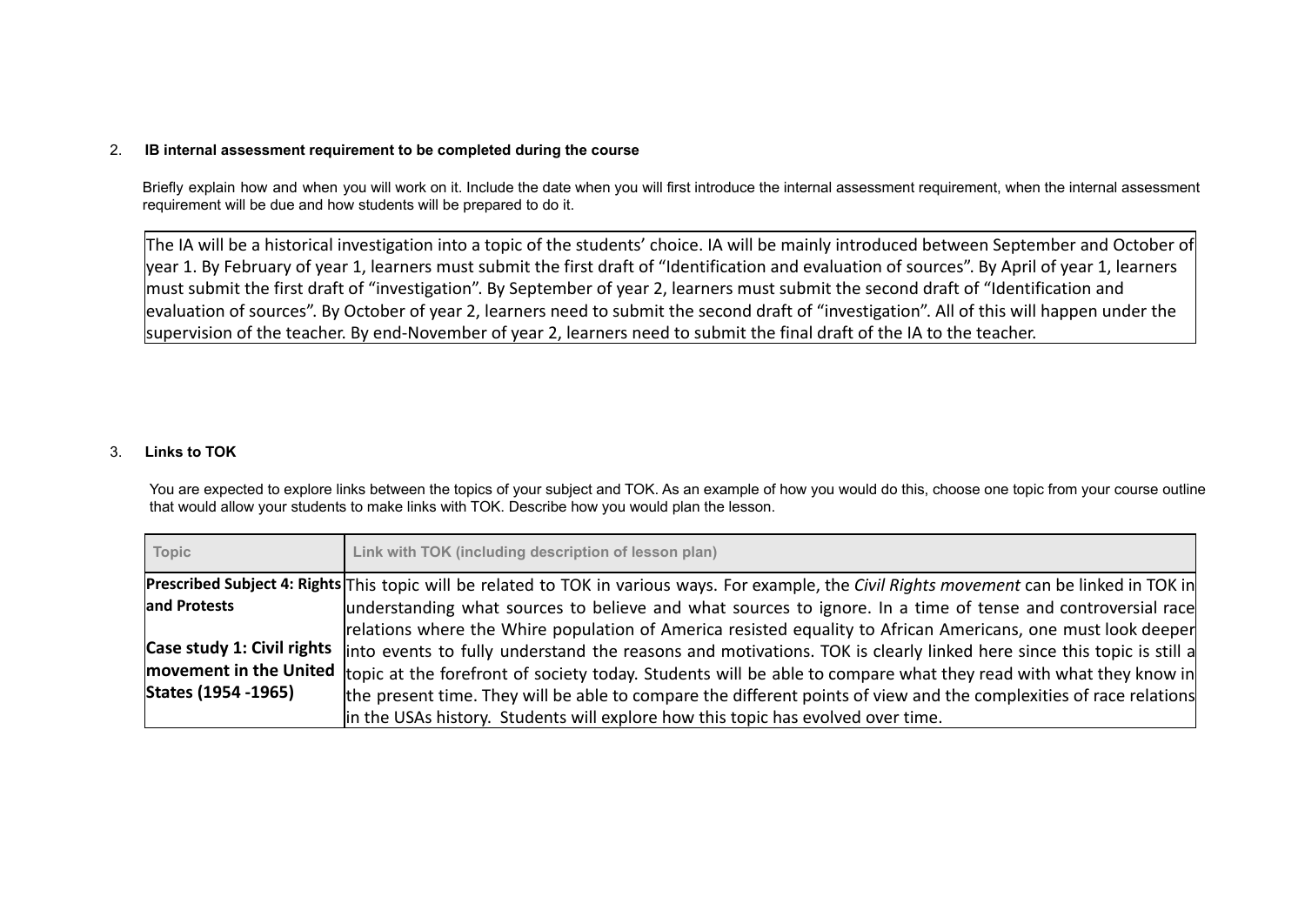## 2. IB internal assessment requirement to be completed during the course

Briefly explain how and when you will work on it. Include the date when you will first introduce the internal assessment requirement, when the internal assessment requirement will be due and how students will be prepared to do it.

| The IA will be a historical investigation into a topic of the students' choice. IA will be mainly introduced between September and October of year 1. By February of year 1, learners must submit the first draft of "Identification and evaluation of sources". By April of year 1, learners must submit the first draft of "investigation". By September of year 2, learners must submit the second draft of "Identification and evaluation of sources". By October of year 2, learners need to submit the second draft of "investigation". All of this will happen under the supervision of the teacher. By end-November of year 2, learners need to submit the final draft of the IA to the teacher. |
|---|

## 3. Links to TOK

You are expected to explore links between the topics of your subject and TOK. As an example of how you would do this, choose one topic from your course outline that would allow your students to make links with TOK. Describe how you would plan the lesson.

| Topic | Link with TOK (including description of lesson plan) |
|---|---|
| **Prescribed Subject 4: Rights and Protests**<br><br>**Case study 1: Civil rights movement in the United States (1954 -1965)** | This topic will be related to TOK in various ways. For example, the *Civil Rights movement* can be linked in TOK in understanding what sources to believe and what sources to ignore. In a time of tense and controversial race relations where the Whire population of America resisted equality to African Americans, one must look deeper into events to fully understand the reasons and motivations. TOK is clearly linked here since this topic is still a topic at the forefront of society today. Students will be able to compare what they read with what they know in the present time. They will be able to compare the different points of view and the complexities of race relations in the USAs history. Students will explore how this topic has evolved over time. |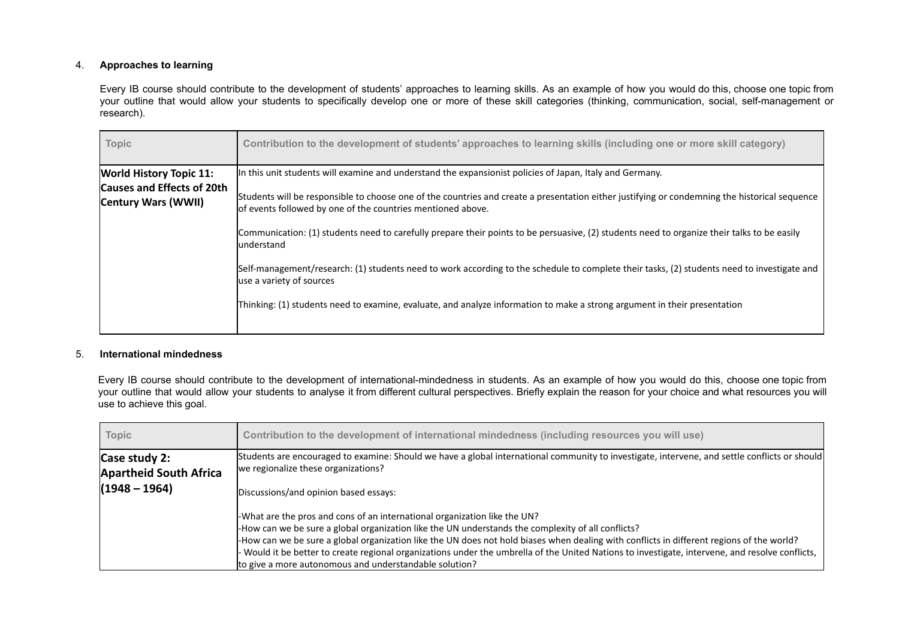4. **Approaches to learning**

Every IB course should contribute to the development of students' approaches to learning skills. As an example of how you would do this, choose one topic from your outline that would allow your students to specifically develop one or more of these skill categories (thinking, communication, social, self-management or research).

| Topic | Contribution to the development of students' approaches to learning skills (including one or more skill category) |
|---|---|
| **World History Topic 11: Causes and Effects of 20th Century Wars (WWII)** | In this unit students will examine and understand the expansionist policies of Japan, Italy and Germany.<br><br>Students will be responsible to choose one of the countries and create a presentation either justifying or condemning the historical sequence of events followed by one of the countries mentioned above.<br><br>Communication: (1) students need to carefully prepare their points to be persuasive, (2) students need to organize their talks to be easily understand<br><br>Self-management/research: (1) students need to work according to the schedule to complete their tasks, (2) students need to investigate and use a variety of sources<br><br>Thinking: (1) students need to examine, evaluate, and analyze information to make a strong argument in their presentation |

5. **International mindedness**

Every IB course should contribute to the development of international-mindedness in students. As an example of how you would do this, choose one topic from your outline that would allow your students to analyse it from different cultural perspectives. Briefly explain the reason for your choice and what resources you will use to achieve this goal.

| Topic | Contribution to the development of international mindedness (including resources you will use) |
|---|---|
| **Case study 2: Apartheid South Africa (1948 – 1964)** | Students are encouraged to examine: Should we have a global international community to investigate, intervene, and settle conflicts or should we regionalize these organizations?<br><br>Discussions/and opinion based essays:<br><br>-What are the pros and cons of an international organization like the UN?<br>-How can we be sure a global organization like the UN understands the complexity of all conflicts?<br>-How can we be sure a global organization like the UN does not hold biases when dealing with conflicts in different regions of the world?<br>- Would it be better to create regional organizations under the umbrella of the United Nations to investigate, intervene, and resolve conflicts, to give a more autonomous and understandable solution? |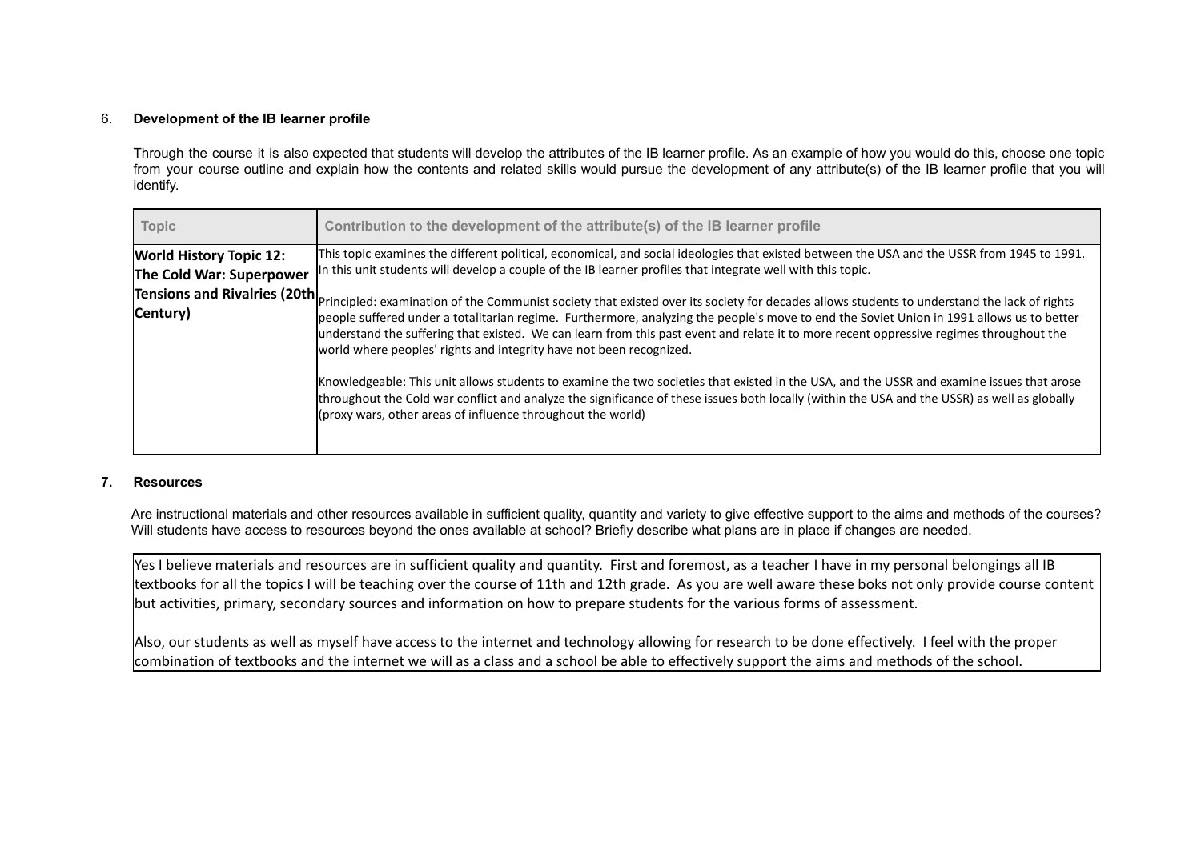6. **Development of the IB learner profile**

Through the course it is also expected that students will develop the attributes of the IB learner profile. As an example of how you would do this, choose one topic from your course outline and explain how the contents and related skills would pursue the development of any attribute(s) of the IB learner profile that you will identify.

| Topic | Contribution to the development of the attribute(s) of the IB learner profile |
|---|---|
| **World History Topic 12: The Cold War: Superpower Tensions and Rivalries (20th Century)** | This topic examines the different political, economical, and social ideologies that existed between the USA and the USSR from 1945 to 1991. In this unit students will develop a couple of the IB learner profiles that integrate well with this topic.<br><br>Principled: examination of the Communist society that existed over its society for decades allows students to understand the lack of rights people suffered under a totalitarian regime. Furthermore, analyzing the people's move to end the Soviet Union in 1991 allows us to better understand the suffering that existed. We can learn from this past event and relate it to more recent oppressive regimes throughout the world where peoples' rights and integrity have not been recognized.<br><br>Knowledgeable: This unit allows students to examine the two societies that existed in the USA, and the USSR and examine issues that arose throughout the Cold war conflict and analyze the significance of these issues both locally (within the USA and the USSR) as well as globally (proxy wars, other areas of influence throughout the world) |

7. **Resources**

Are instructional materials and other resources available in sufficient quality, quantity and variety to give effective support to the aims and methods of the courses? Will students have access to resources beyond the ones available at school? Briefly describe what plans are in place if changes are needed.

Yes I believe materials and resources are in sufficient quality and quantity. First and foremost, as a teacher I have in my personal belongings all IB textbooks for all the topics I will be teaching over the course of 11th and 12th grade. As you are well aware these boks not only provide course content but activities, primary, secondary sources and information on how to prepare students for the various forms of assessment.

Also, our students as well as myself have access to the internet and technology allowing for research to be done effectively. I feel with the proper combination of textbooks and the internet we will as a class and a school be able to effectively support the aims and methods of the school.